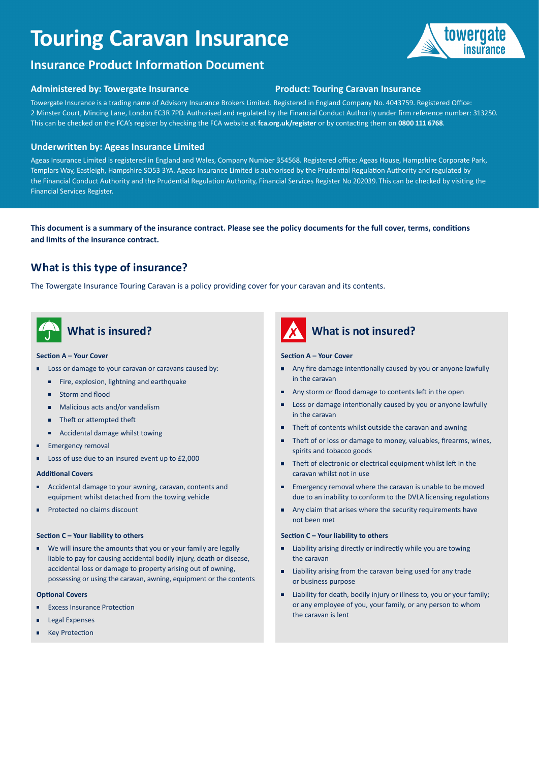# Touring Caravan Insurance

## Insurance Product Information Document

**Administered by: Towergate Insurance**

**Product: Touring Caravan Insurance**

Towergate Insurance is a trading name of Advisory Insurance Brokers Limited. Registered in England Company No. 4043759. Registered Office: 2 Minster Court, Mincing Lane, London EC3R 7PD. Authorised and regulated by the Financial Conduct Authority under firm reference number: 313250. This can be checked on the FCA's register by checking the FCA website at **fca.org.uk/register** or by contacting them on **0800 111 6768**.

**Underwritten by: Ageas Insurance Limited**

Ageas Insurance Limited is registered in England and Wales, Company Number 354568. Registered office: Ageas House, Hampshire Corporate Park, Templars Way, Eastleigh, Hampshire SO53 3YA. Ageas Insurance Limited is authorised by the Prudential Regulation Authority and regulated by the Financial Conduct Authority and the Prudential Regulation Authority, Financial Services Register No 202039. This can be checked by visiting the Financial Services Register.

**This document is a summary of the insurance contract. Please see the policy documents for the full cover, terms, conditions and limits of the insurance contract.**

## What is this type of insurance?

The Towergate Insurance Touring Caravan is a policy providing cover for your caravan and its contents.

## What is insured?

**Section A – Your Cover**

- Loss or damage to your caravan or caravans caused by:
  - Fire, explosion, lightning and earthquake
  - Storm and flood
  - Malicious acts and/or vandalism
  - Theft or attempted theft
  - Accidental damage whilst towing
- Emergency removal
- Loss of use due to an insured event up to £2,000

**Additional Covers**

- Accidental damage to your awning, caravan, contents and equipment whilst detached from the towing vehicle
- Protected no claims discount

**Section C – Your liability to others**

- We will insure the amounts that you or your family are legally liable to pay for causing accidental bodily injury, death or disease, accidental loss or damage to property arising out of owning, possessing or using the caravan, awning, equipment or the contents

**Optional Covers**

- Excess Insurance Protection
- Legal Expenses
- Key Protection

## What is not insured?

**Section A – Your Cover**

- Any fire damage intentionally caused by you or anyone lawfully in the caravan
- Any storm or flood damage to contents left in the open
- Loss or damage intentionally caused by you or anyone lawfully in the caravan
- Theft of contents whilst outside the caravan and awning
- Theft of or loss or damage to money, valuables, firearms, wines, spirits and tobacco goods
- Theft of electronic or electrical equipment whilst left in the caravan whilst not in use
- Emergency removal where the caravan is unable to be moved due to an inability to conform to the DVLA licensing regulations
- Any claim that arises where the security requirements have not been met

**Section C – Your liability to others**

- Liability arising directly or indirectly while you are towing the caravan
- Liability arising from the caravan being used for any trade or business purpose
- Liability for death, bodily injury or illness to, you or your family; or any employee of you, your family, or any person to whom the caravan is lent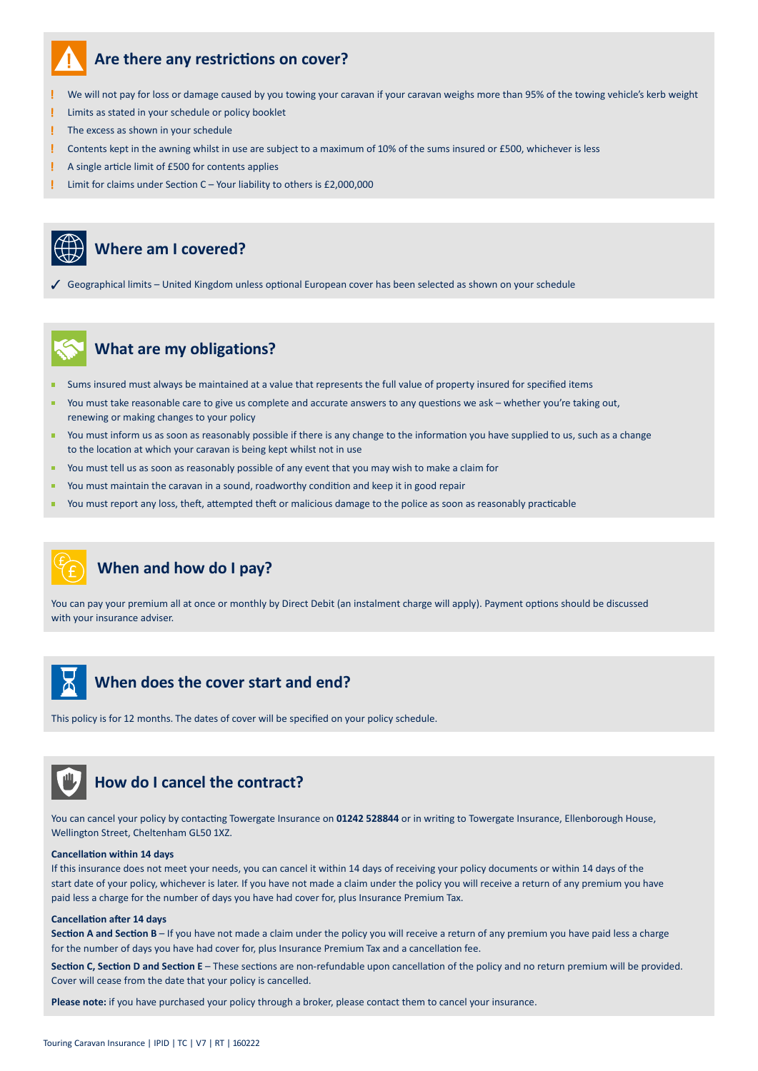## Are there any restrictions on cover?

- We will not pay for loss or damage caused by you towing your caravan if your caravan weighs more than 95% of the towing vehicle's kerb weight
- Limits as stated in your schedule or policy booklet
- The excess as shown in your schedule
- Contents kept in the awning whilst in use are subject to a maximum of 10% of the sums insured or £500, whichever is less
- A single article limit of £500 for contents applies
- Limit for claims under Section C – Your liability to others is £2,000,000

## Where am I covered?

- ✓ Geographical limits – United Kingdom unless optional European cover has been selected as shown on your schedule

## What are my obligations?

- Sums insured must always be maintained at a value that represents the full value of property insured for specified items
- You must take reasonable care to give us complete and accurate answers to any questions we ask – whether you're taking out, renewing or making changes to your policy
- You must inform us as soon as reasonably possible if there is any change to the information you have supplied to us, such as a change to the location at which your caravan is being kept whilst not in use
- You must tell us as soon as reasonably possible of any event that you may wish to make a claim for
- You must maintain the caravan in a sound, roadworthy condition and keep it in good repair
- You must report any loss, theft, attempted theft or malicious damage to the police as soon as reasonably practicable

## When and how do I pay?

You can pay your premium all at once or monthly by Direct Debit (an instalment charge will apply). Payment options should be discussed with your insurance adviser.

## When does the cover start and end?

This policy is for 12 months. The dates of cover will be specified on your policy schedule.

## How do I cancel the contract?

You can cancel your policy by contacting Towergate Insurance on **01242 528844** or in writing to Towergate Insurance, Ellenborough House, Wellington Street, Cheltenham GL50 1XZ.

**Cancellation within 14 days**

If this insurance does not meet your needs, you can cancel it within 14 days of receiving your policy documents or within 14 days of the start date of your policy, whichever is later. If you have not made a claim under the policy you will receive a return of any premium you have paid less a charge for the number of days you have had cover for, plus Insurance Premium Tax.

**Cancellation after 14 days**

**Section A and Section B** – If you have not made a claim under the policy you will receive a return of any premium you have paid less a charge for the number of days you have had cover for, plus Insurance Premium Tax and a cancellation fee.

**Section C, Section D and Section E** – These sections are non-refundable upon cancellation of the policy and no return premium will be provided. Cover will cease from the date that your policy is cancelled.

**Please note:** if you have purchased your policy through a broker, please contact them to cancel your insurance.

Touring Caravan Insurance | IPID | TC | V7 | RT | 160222